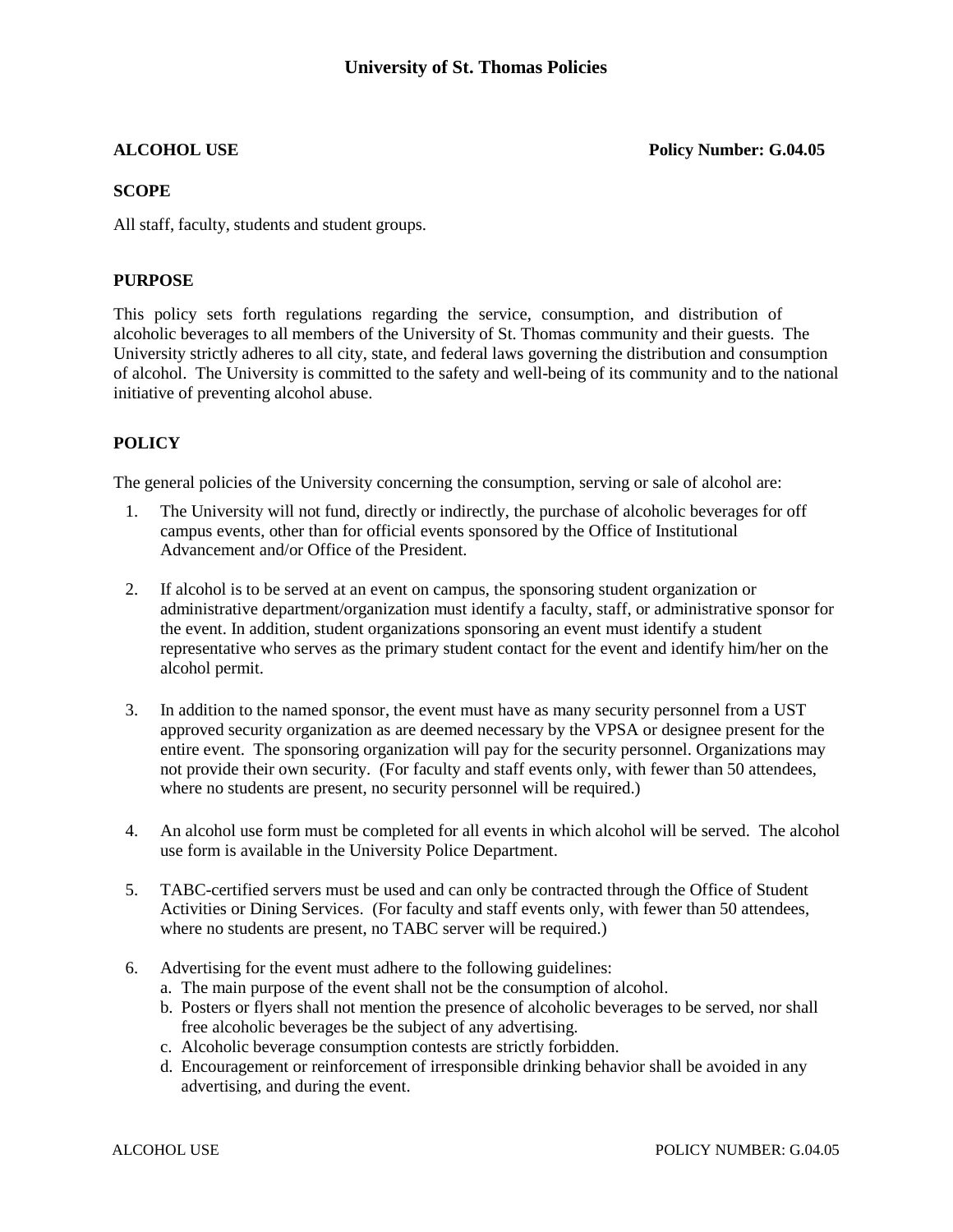# University of St. Thomas Policies

**ALCOHOL USE** **Policy Number: G.04.05**

## SCOPE

All staff, faculty, students and student groups.

## PURPOSE

This policy sets forth regulations regarding the service, consumption, and distribution of alcoholic beverages to all members of the University of St. Thomas community and their guests. The University strictly adheres to all city, state, and federal laws governing the distribution and consumption of alcohol. The University is committed to the safety and well-being of its community and to the national initiative of preventing alcohol abuse.

## POLICY

The general policies of the University concerning the consumption, serving or sale of alcohol are:

1. The University will not fund, directly or indirectly, the purchase of alcoholic beverages for off campus events, other than for official events sponsored by the Office of Institutional Advancement and/or Office of the President.

2. If alcohol is to be served at an event on campus, the sponsoring student organization or administrative department/organization must identify a faculty, staff, or administrative sponsor for the event. In addition, student organizations sponsoring an event must identify a student representative who serves as the primary student contact for the event and identify him/her on the alcohol permit.

3. In addition to the named sponsor, the event must have as many security personnel from a UST approved security organization as are deemed necessary by the VPSA or designee present for the entire event. The sponsoring organization will pay for the security personnel. Organizations may not provide their own security. (For faculty and staff events only, with fewer than 50 attendees, where no students are present, no security personnel will be required.)

4. An alcohol use form must be completed for all events in which alcohol will be served. The alcohol use form is available in the University Police Department.

5. TABC-certified servers must be used and can only be contracted through the Office of Student Activities or Dining Services. (For faculty and staff events only, with fewer than 50 attendees, where no students are present, no TABC server will be required.)

6. Advertising for the event must adhere to the following guidelines:
   a. The main purpose of the event shall not be the consumption of alcohol.
   b. Posters or flyers shall not mention the presence of alcoholic beverages to be served, nor shall free alcoholic beverages be the subject of any advertising.
   c. Alcoholic beverage consumption contests are strictly forbidden.
   d. Encouragement or reinforcement of irresponsible drinking behavior shall be avoided in any advertising, and during the event.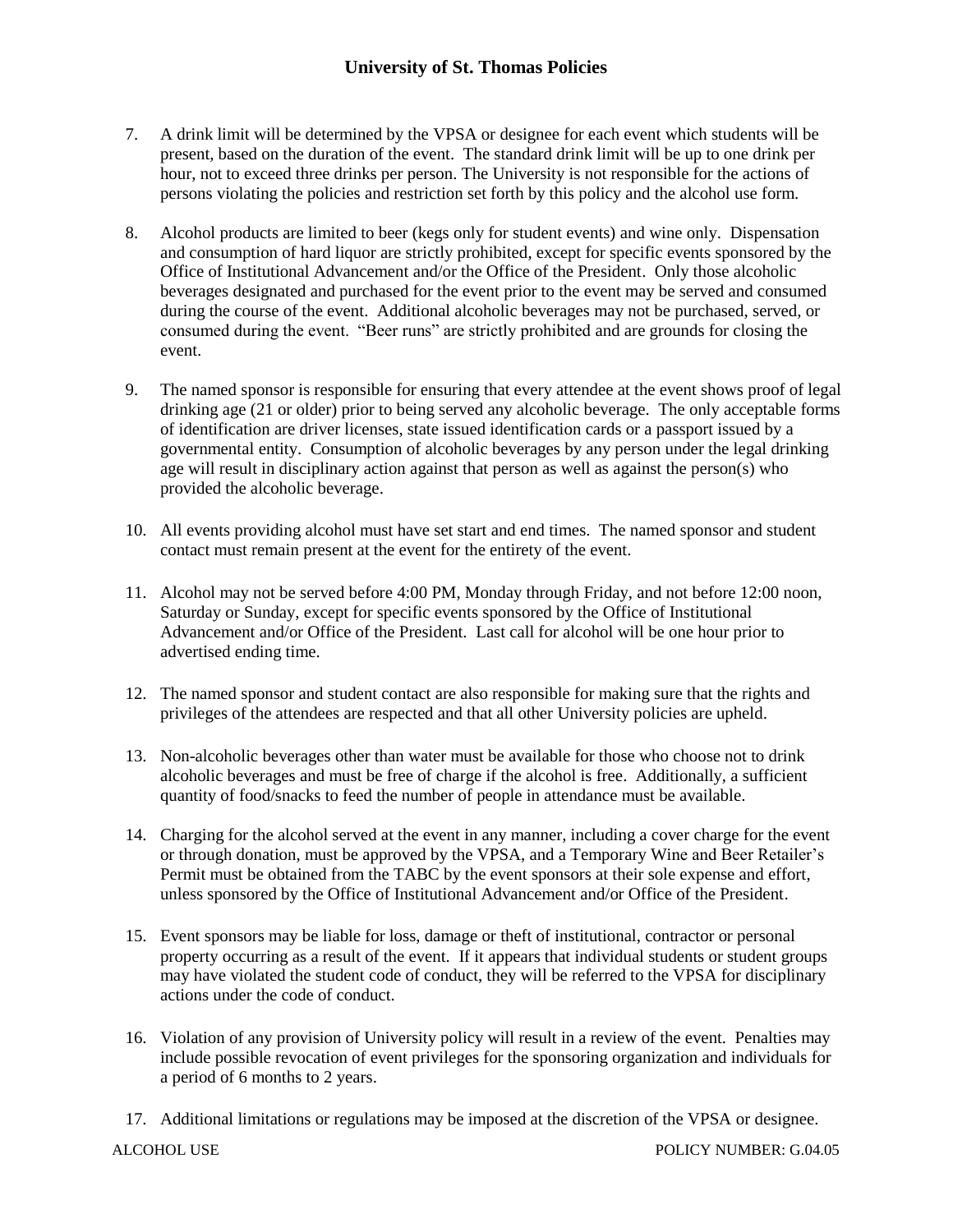7. A drink limit will be determined by the VPSA or designee for each event which students will be present, based on the duration of the event. The standard drink limit will be up to one drink per hour, not to exceed three drinks per person. The University is not responsible for the actions of persons violating the policies and restriction set forth by this policy and the alcohol use form.

8. Alcohol products are limited to beer (kegs only for student events) and wine only. Dispensation and consumption of hard liquor are strictly prohibited, except for specific events sponsored by the Office of Institutional Advancement and/or the Office of the President. Only those alcoholic beverages designated and purchased for the event prior to the event may be served and consumed during the course of the event. Additional alcoholic beverages may not be purchased, served, or consumed during the event. "Beer runs" are strictly prohibited and are grounds for closing the event.

9. The named sponsor is responsible for ensuring that every attendee at the event shows proof of legal drinking age (21 or older) prior to being served any alcoholic beverage. The only acceptable forms of identification are driver licenses, state issued identification cards or a passport issued by a governmental entity. Consumption of alcoholic beverages by any person under the legal drinking age will result in disciplinary action against that person as well as against the person(s) who provided the alcoholic beverage.

10. All events providing alcohol must have set start and end times. The named sponsor and student contact must remain present at the event for the entirety of the event.

11. Alcohol may not be served before 4:00 PM, Monday through Friday, and not before 12:00 noon, Saturday or Sunday, except for specific events sponsored by the Office of Institutional Advancement and/or Office of the President. Last call for alcohol will be one hour prior to advertised ending time.

12. The named sponsor and student contact are also responsible for making sure that the rights and privileges of the attendees are respected and that all other University policies are upheld.

13. Non-alcoholic beverages other than water must be available for those who choose not to drink alcoholic beverages and must be free of charge if the alcohol is free. Additionally, a sufficient quantity of food/snacks to feed the number of people in attendance must be available.

14. Charging for the alcohol served at the event in any manner, including a cover charge for the event or through donation, must be approved by the VPSA, and a Temporary Wine and Beer Retailer's Permit must be obtained from the TABC by the event sponsors at their sole expense and effort, unless sponsored by the Office of Institutional Advancement and/or Office of the President.

15. Event sponsors may be liable for loss, damage or theft of institutional, contractor or personal property occurring as a result of the event. If it appears that individual students or student groups may have violated the student code of conduct, they will be referred to the VPSA for disciplinary actions under the code of conduct.

16. Violation of any provision of University policy will result in a review of the event. Penalties may include possible revocation of event privileges for the sponsoring organization and individuals for a period of 6 months to 2 years.

17. Additional limitations or regulations may be imposed at the discretion of the VPSA or designee.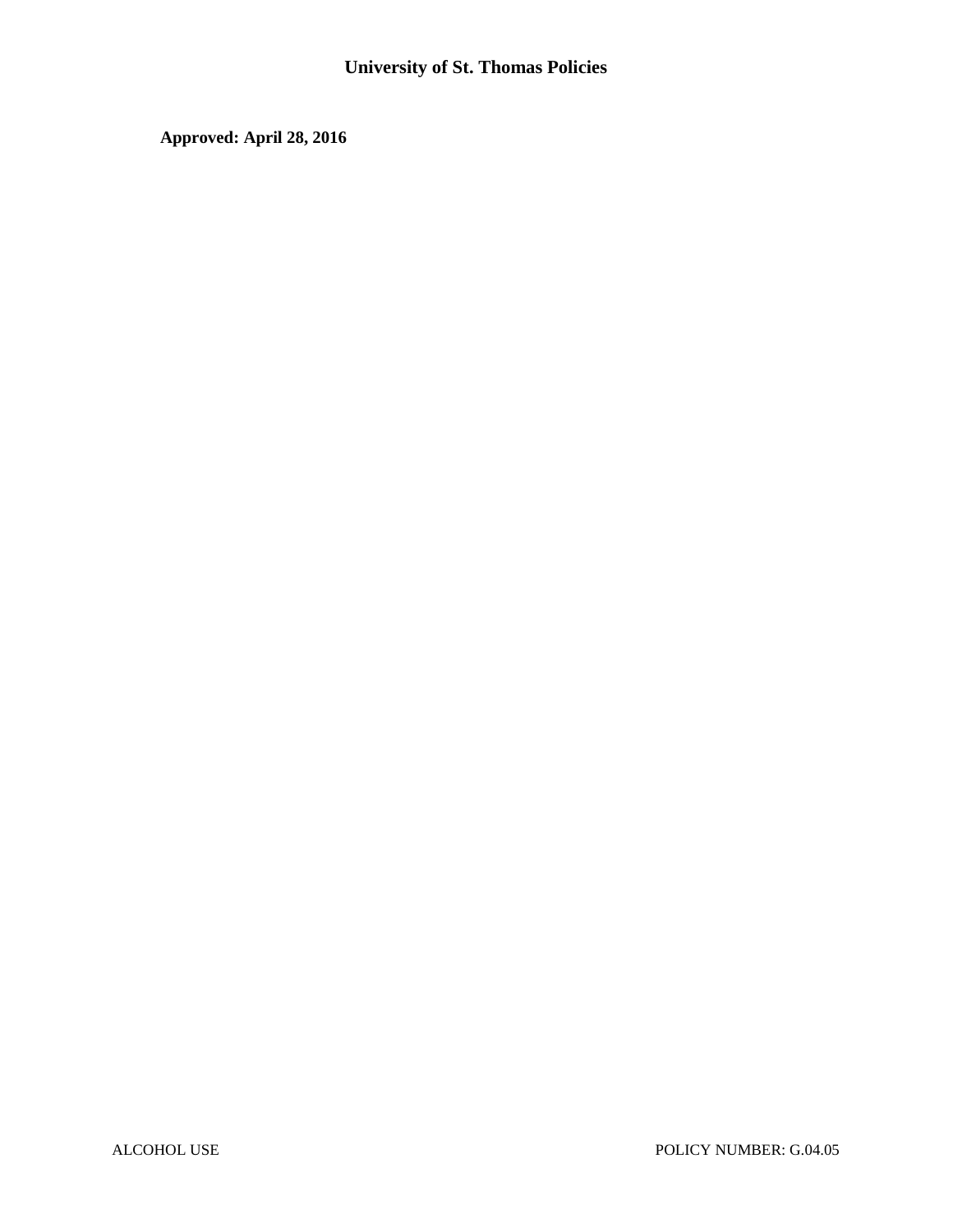**Approved: April 28, 2016**